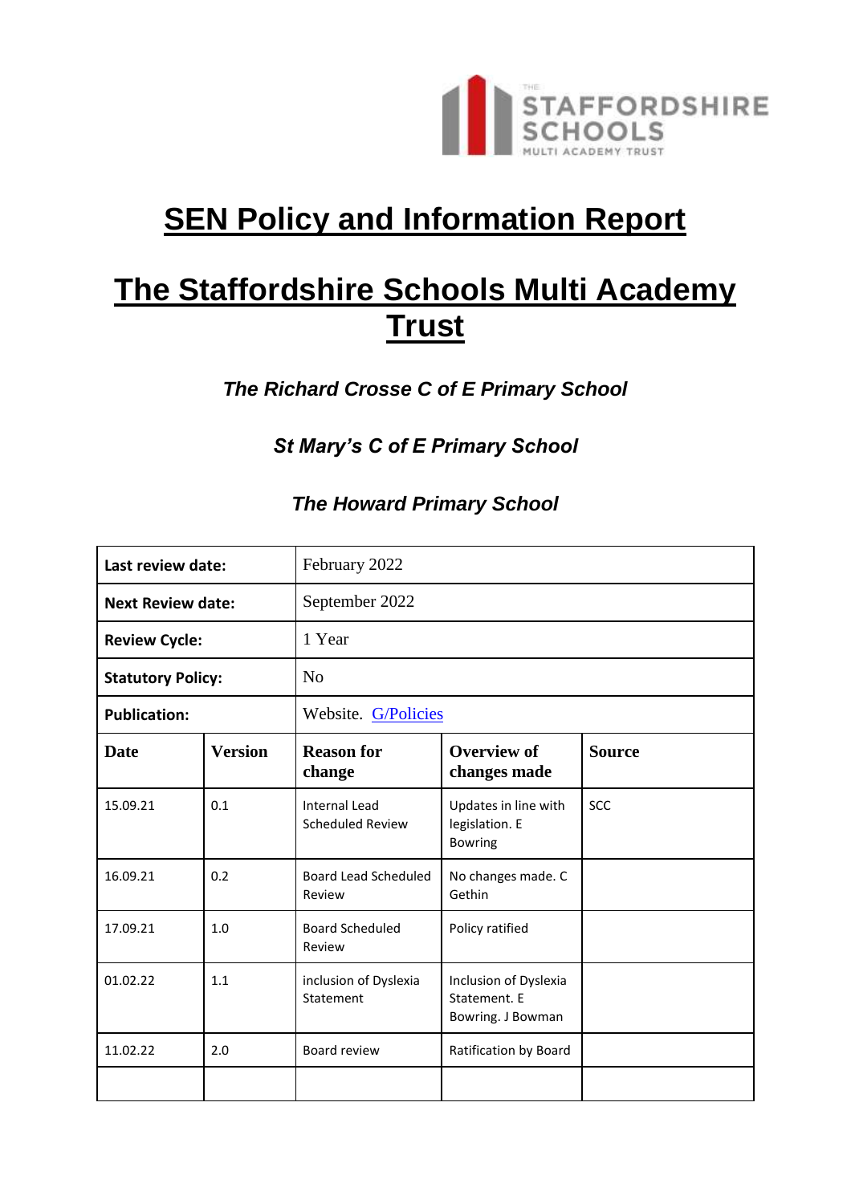# SEN Policy and Information Report

# The Staffordshire Schools Multi Academy Trust

***The Richard Crosse C of E Primary School***

***St Mary's C of E Primary School***

***The Howard Primary School***

| **Last review date:** | | February 2022 | | |
|---|---|---|---|---|
| **Next Review date:** | | September 2022 | | |
| **Review Cycle:** | | 1 Year | | |
| **Statutory Policy:** | | No | | |
| **Publication:** | | Website. G/Policies | | |
| **Date** | **Version** | **Reason for change** | **Overview of changes made** | **Source** |
| 15.09.21 | 0.1 | Internal Lead Scheduled Review | Updates in line with legislation. E Bowring | SCC |
| 16.09.21 | 0.2 | Board Lead Scheduled Review | No changes made. C Gethin | |
| 17.09.21 | 1.0 | Board Scheduled Review | Policy ratified | |
| 01.02.22 | 1.1 | inclusion of Dyslexia Statement | Inclusion of Dyslexia Statement. E Bowring. J Bowman | |
| 11.02.22 | 2.0 | Board review | Ratification by Board | |
| | | | | |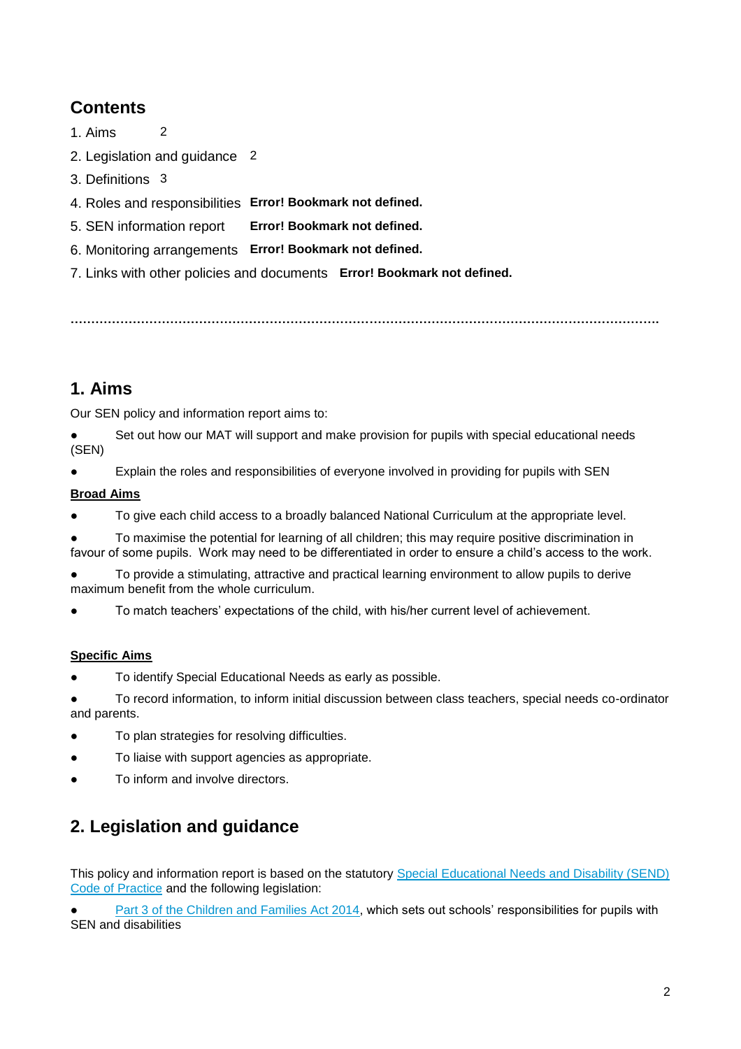## Contents

1. Aims 2
2. Legislation and guidance 2
3. Definitions 3
4. Roles and responsibilities **Error! Bookmark not defined.**
5. SEN information report **Error! Bookmark not defined.**
6. Monitoring arrangements **Error! Bookmark not defined.**
7. Links with other policies and documents **Error! Bookmark not defined.**

…………………………………………………………………………………………………………………………

## 1. Aims

Our SEN policy and information report aims to:

- Set out how our MAT will support and make provision for pupils with special educational needs (SEN)
- Explain the roles and responsibilities of everyone involved in providing for pupils with SEN

**Broad Aims**

- To give each child access to a broadly balanced National Curriculum at the appropriate level.
- To maximise the potential for learning of all children; this may require positive discrimination in favour of some pupils. Work may need to be differentiated in order to ensure a child's access to the work.
- To provide a stimulating, attractive and practical learning environment to allow pupils to derive maximum benefit from the whole curriculum.
- To match teachers' expectations of the child, with his/her current level of achievement.

**Specific Aims**

- To identify Special Educational Needs as early as possible.
- To record information, to inform initial discussion between class teachers, special needs co-ordinator and parents.
- To plan strategies for resolving difficulties.
- To liaise with support agencies as appropriate.
- To inform and involve directors.

## 2. Legislation and guidance

This policy and information report is based on the statutory Special Educational Needs and Disability (SEND) Code of Practice and the following legislation:

- Part 3 of the Children and Families Act 2014, which sets out schools' responsibilities for pupils with SEN and disabilities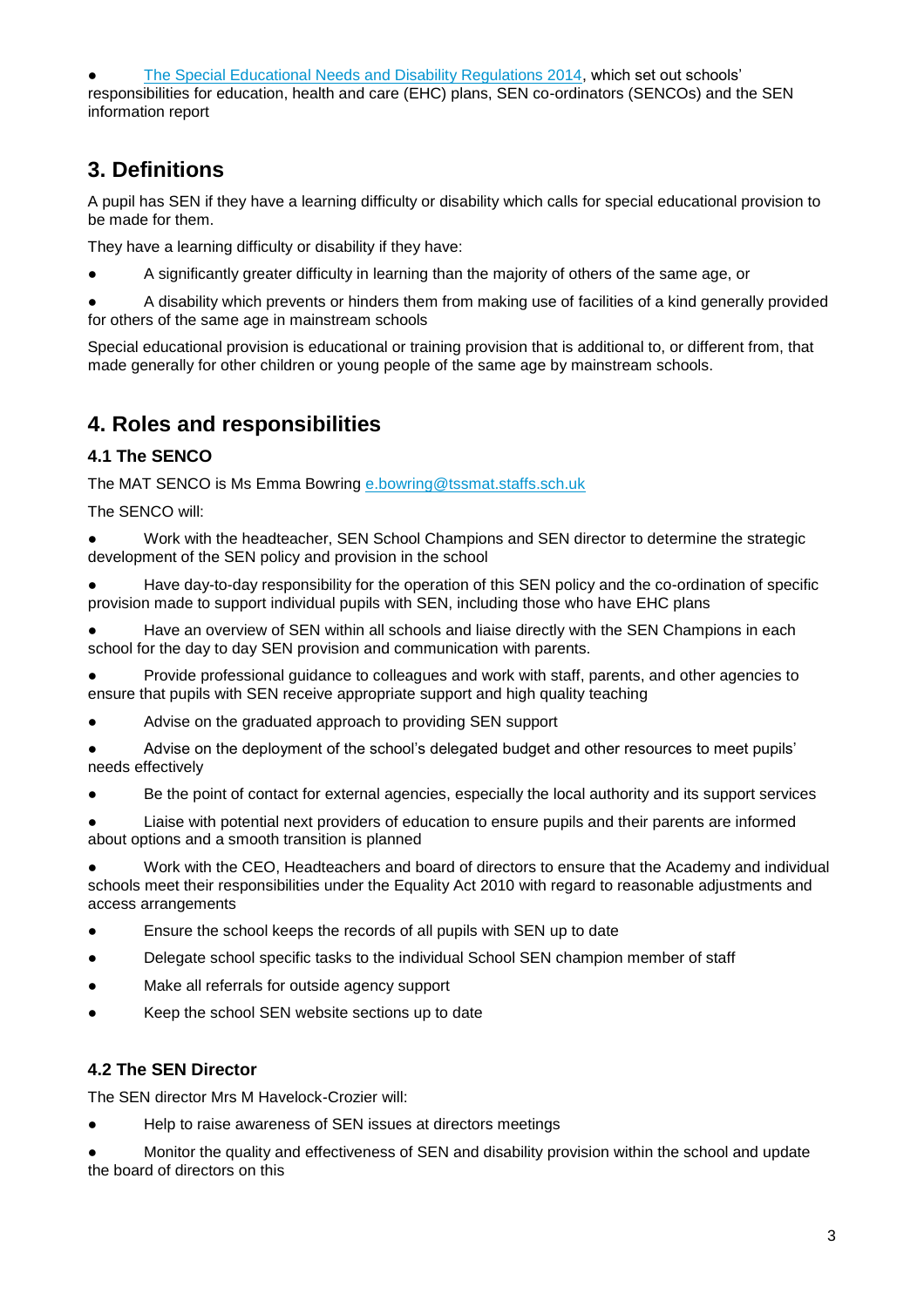- [The Special Educational Needs and Disability Regulations 2014](#), which set out schools' responsibilities for education, health and care (EHC) plans, SEN co-ordinators (SENCOs) and the SEN information report

## 3. Definitions

A pupil has SEN if they have a learning difficulty or disability which calls for special educational provision to be made for them.

They have a learning difficulty or disability if they have:

- A significantly greater difficulty in learning than the majority of others of the same age, or
- A disability which prevents or hinders them from making use of facilities of a kind generally provided for others of the same age in mainstream schools

Special educational provision is educational or training provision that is additional to, or different from, that made generally for other children or young people of the same age by mainstream schools.

## 4. Roles and responsibilities

### 4.1 The SENCO

The MAT SENCO is Ms Emma Bowring [e.bowring@tssmat.staffs.sch.uk](mailto:e.bowring@tssmat.staffs.sch.uk)

The SENCO will:

- Work with the headteacher, SEN School Champions and SEN director to determine the strategic development of the SEN policy and provision in the school
- Have day-to-day responsibility for the operation of this SEN policy and the co-ordination of specific provision made to support individual pupils with SEN, including those who have EHC plans
- Have an overview of SEN within all schools and liaise directly with the SEN Champions in each school for the day to day SEN provision and communication with parents.
- Provide professional guidance to colleagues and work with staff, parents, and other agencies to ensure that pupils with SEN receive appropriate support and high quality teaching
- Advise on the graduated approach to providing SEN support
- Advise on the deployment of the school's delegated budget and other resources to meet pupils' needs effectively
- Be the point of contact for external agencies, especially the local authority and its support services
- Liaise with potential next providers of education to ensure pupils and their parents are informed about options and a smooth transition is planned
- Work with the CEO, Headteachers and board of directors to ensure that the Academy and individual schools meet their responsibilities under the Equality Act 2010 with regard to reasonable adjustments and access arrangements
- Ensure the school keeps the records of all pupils with SEN up to date
- Delegate school specific tasks to the individual School SEN champion member of staff
- Make all referrals for outside agency support
- Keep the school SEN website sections up to date

### 4.2 The SEN Director

The SEN director Mrs M Havelock-Crozier will:

- Help to raise awareness of SEN issues at directors meetings
- Monitor the quality and effectiveness of SEN and disability provision within the school and update the board of directors on this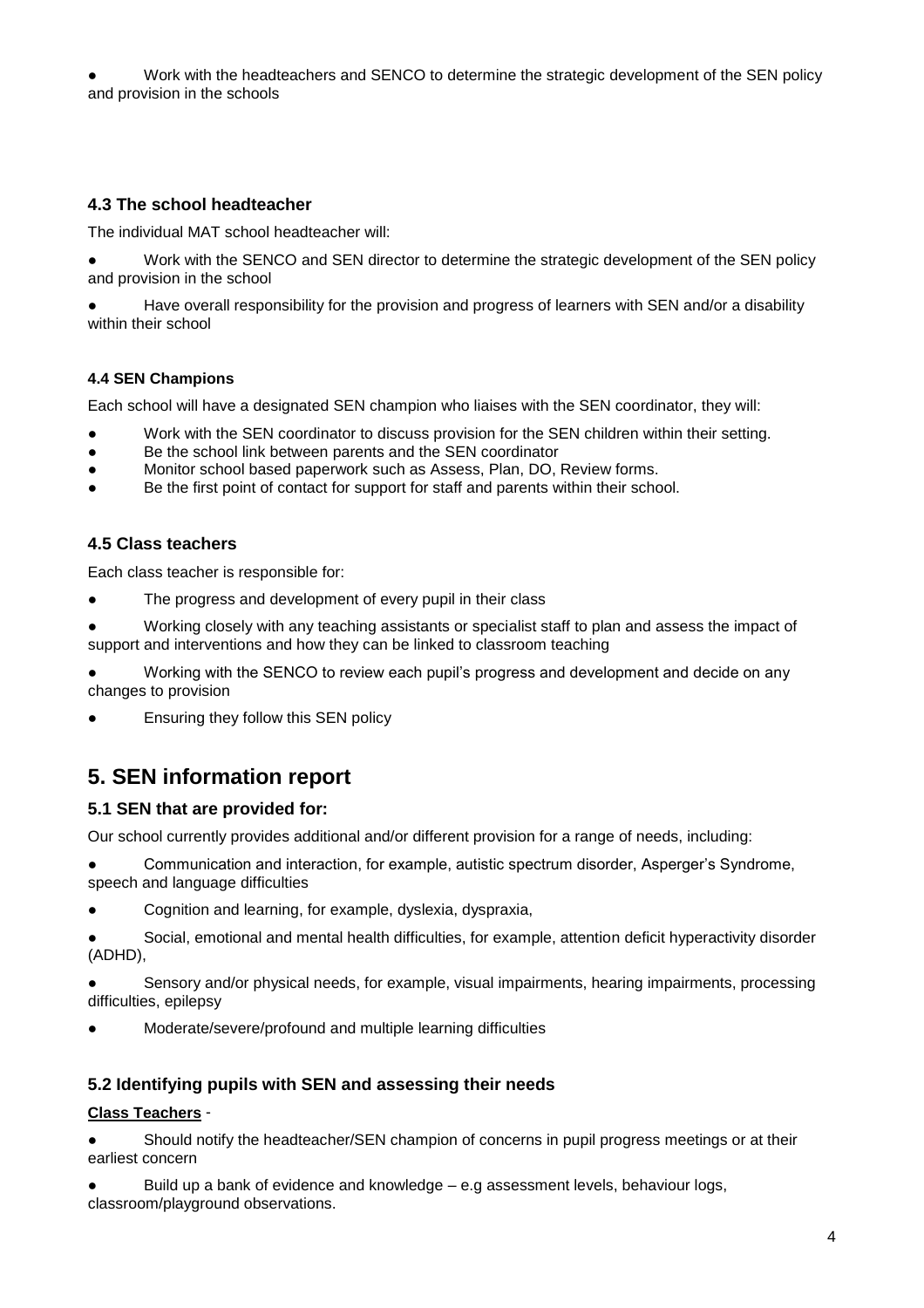- Work with the headteachers and SENCO to determine the strategic development of the SEN policy and provision in the schools

### 4.3 The school headteacher

The individual MAT school headteacher will:

- Work with the SENCO and SEN director to determine the strategic development of the SEN policy and provision in the school
- Have overall responsibility for the provision and progress of learners with SEN and/or a disability within their school

#### 4.4 SEN Champions

Each school will have a designated SEN champion who liaises with the SEN coordinator, they will:

- Work with the SEN coordinator to discuss provision for the SEN children within their setting.
- Be the school link between parents and the SEN coordinator
- Monitor school based paperwork such as Assess, Plan, DO, Review forms.
- Be the first point of contact for support for staff and parents within their school.

### 4.5 Class teachers

Each class teacher is responsible for:

- The progress and development of every pupil in their class
- Working closely with any teaching assistants or specialist staff to plan and assess the impact of support and interventions and how they can be linked to classroom teaching
- Working with the SENCO to review each pupil's progress and development and decide on any changes to provision
- Ensuring they follow this SEN policy

## 5. SEN information report

### 5.1 SEN that are provided for:

Our school currently provides additional and/or different provision for a range of needs, including:

- Communication and interaction, for example, autistic spectrum disorder, Asperger's Syndrome, speech and language difficulties
- Cognition and learning, for example, dyslexia, dyspraxia,
- Social, emotional and mental health difficulties, for example, attention deficit hyperactivity disorder (ADHD),
- Sensory and/or physical needs, for example, visual impairments, hearing impairments, processing difficulties, epilepsy
- Moderate/severe/profound and multiple learning difficulties

### 5.2 Identifying pupils with SEN and assessing their needs

**Class Teachers** -

- Should notify the headteacher/SEN champion of concerns in pupil progress meetings or at their earliest concern
- Build up a bank of evidence and knowledge – e.g assessment levels, behaviour logs, classroom/playground observations.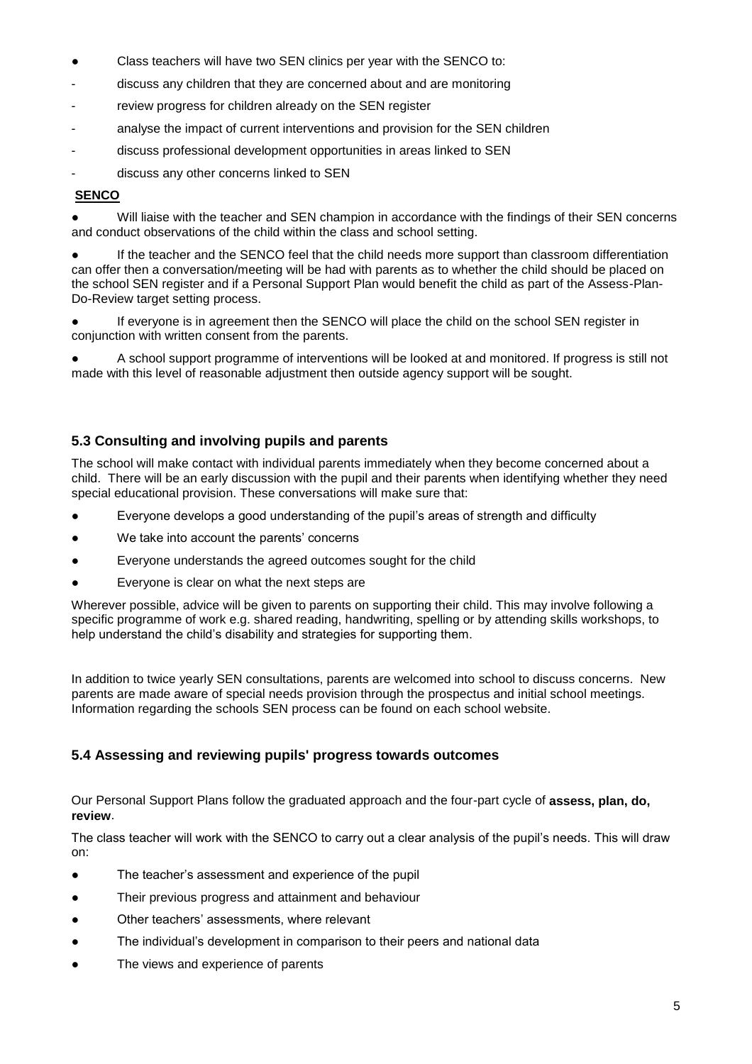- Class teachers will have two SEN clinics per year with the SENCO to:
  - discuss any children that they are concerned about and are monitoring
  - review progress for children already on the SEN register
  - analyse the impact of current interventions and provision for the SEN children
  - discuss professional development opportunities in areas linked to SEN
  - discuss any other concerns linked to SEN

**SENCO**

- Will liaise with the teacher and SEN champion in accordance with the findings of their SEN concerns and conduct observations of the child within the class and school setting.
- If the teacher and the SENCO feel that the child needs more support than classroom differentiation can offer then a conversation/meeting will be had with parents as to whether the child should be placed on the school SEN register and if a Personal Support Plan would benefit the child as part of the Assess-Plan-Do-Review target setting process.
- If everyone is in agreement then the SENCO will place the child on the school SEN register in conjunction with written consent from the parents.
- A school support programme of interventions will be looked at and monitored. If progress is still not made with this level of reasonable adjustment then outside agency support will be sought.

### 5.3 Consulting and involving pupils and parents

The school will make contact with individual parents immediately when they become concerned about a child. There will be an early discussion with the pupil and their parents when identifying whether they need special educational provision. These conversations will make sure that:

- Everyone develops a good understanding of the pupil's areas of strength and difficulty
- We take into account the parents' concerns
- Everyone understands the agreed outcomes sought for the child
- Everyone is clear on what the next steps are

Wherever possible, advice will be given to parents on supporting their child. This may involve following a specific programme of work e.g. shared reading, handwriting, spelling or by attending skills workshops, to help understand the child's disability and strategies for supporting them.

In addition to twice yearly SEN consultations, parents are welcomed into school to discuss concerns. New parents are made aware of special needs provision through the prospectus and initial school meetings. Information regarding the schools SEN process can be found on each school website.

### 5.4 Assessing and reviewing pupils' progress towards outcomes

Our Personal Support Plans follow the graduated approach and the four-part cycle of **assess, plan, do, review**.

The class teacher will work with the SENCO to carry out a clear analysis of the pupil's needs. This will draw on:

- The teacher's assessment and experience of the pupil
- Their previous progress and attainment and behaviour
- Other teachers' assessments, where relevant
- The individual's development in comparison to their peers and national data
- The views and experience of parents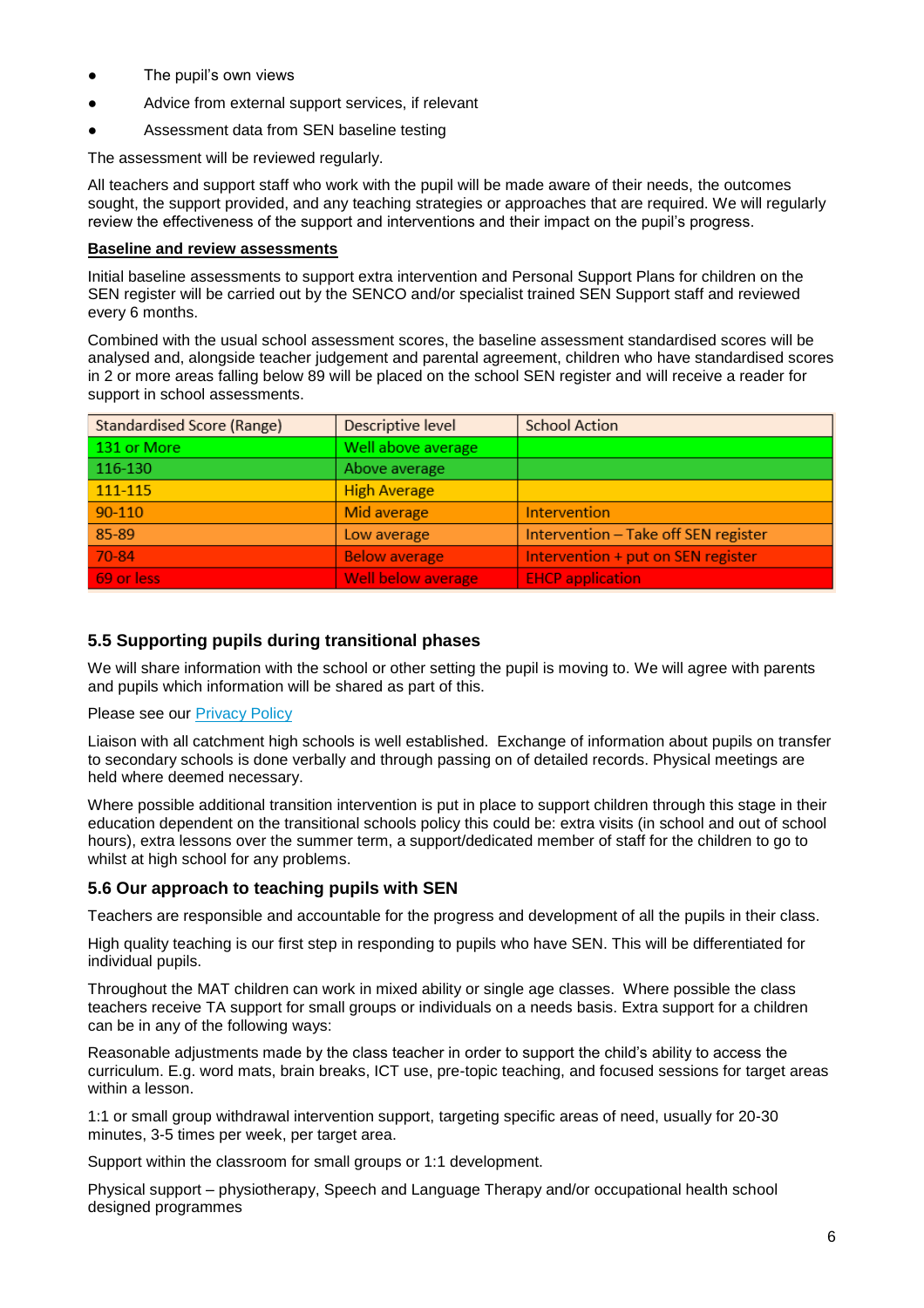- The pupil's own views
- Advice from external support services, if relevant
- Assessment data from SEN baseline testing

The assessment will be reviewed regularly.

All teachers and support staff who work with the pupil will be made aware of their needs, the outcomes sought, the support provided, and any teaching strategies or approaches that are required. We will regularly review the effectiveness of the support and interventions and their impact on the pupil's progress.

**Baseline and review assessments**

Initial baseline assessments to support extra intervention and Personal Support Plans for children on the SEN register will be carried out by the SENCO and/or specialist trained SEN Support staff and reviewed every 6 months.

Combined with the usual school assessment scores, the baseline assessment standardised scores will be analysed and, alongside teacher judgement and parental agreement, children who have standardised scores in 2 or more areas falling below 89 will be placed on the school SEN register and will receive a reader for support in school assessments.

| Standardised Score (Range) | Descriptive level | School Action |
| --- | --- | --- |
| 131 or More | Well above average | |
| 116-130 | Above average | |
| 111-115 | High Average | |
| 90-110 | Mid average | Intervention |
| 85-89 | Low average | Intervention – Take off SEN register |
| 70-84 | Below average | Intervention + put on SEN register |
| 69 or less | Well below average | EHCP application |

### 5.5 Supporting pupils during transitional phases

We will share information with the school or other setting the pupil is moving to. We will agree with parents and pupils which information will be shared as part of this.

Please see our Privacy Policy

Liaison with all catchment high schools is well established. Exchange of information about pupils on transfer to secondary schools is done verbally and through passing on of detailed records. Physical meetings are held where deemed necessary.

Where possible additional transition intervention is put in place to support children through this stage in their education dependent on the transitional schools policy this could be: extra visits (in school and out of school hours), extra lessons over the summer term, a support/dedicated member of staff for the children to go to whilst at high school for any problems.

### 5.6 Our approach to teaching pupils with SEN

Teachers are responsible and accountable for the progress and development of all the pupils in their class.

High quality teaching is our first step in responding to pupils who have SEN. This will be differentiated for individual pupils.

Throughout the MAT children can work in mixed ability or single age classes. Where possible the class teachers receive TA support for small groups or individuals on a needs basis. Extra support for a children can be in any of the following ways:

Reasonable adjustments made by the class teacher in order to support the child's ability to access the curriculum. E.g. word mats, brain breaks, ICT use, pre-topic teaching, and focused sessions for target areas within a lesson.

1:1 or small group withdrawal intervention support, targeting specific areas of need, usually for 20-30 minutes, 3-5 times per week, per target area.

Support within the classroom for small groups or 1:1 development.

Physical support – physiotherapy, Speech and Language Therapy and/or occupational health school designed programmes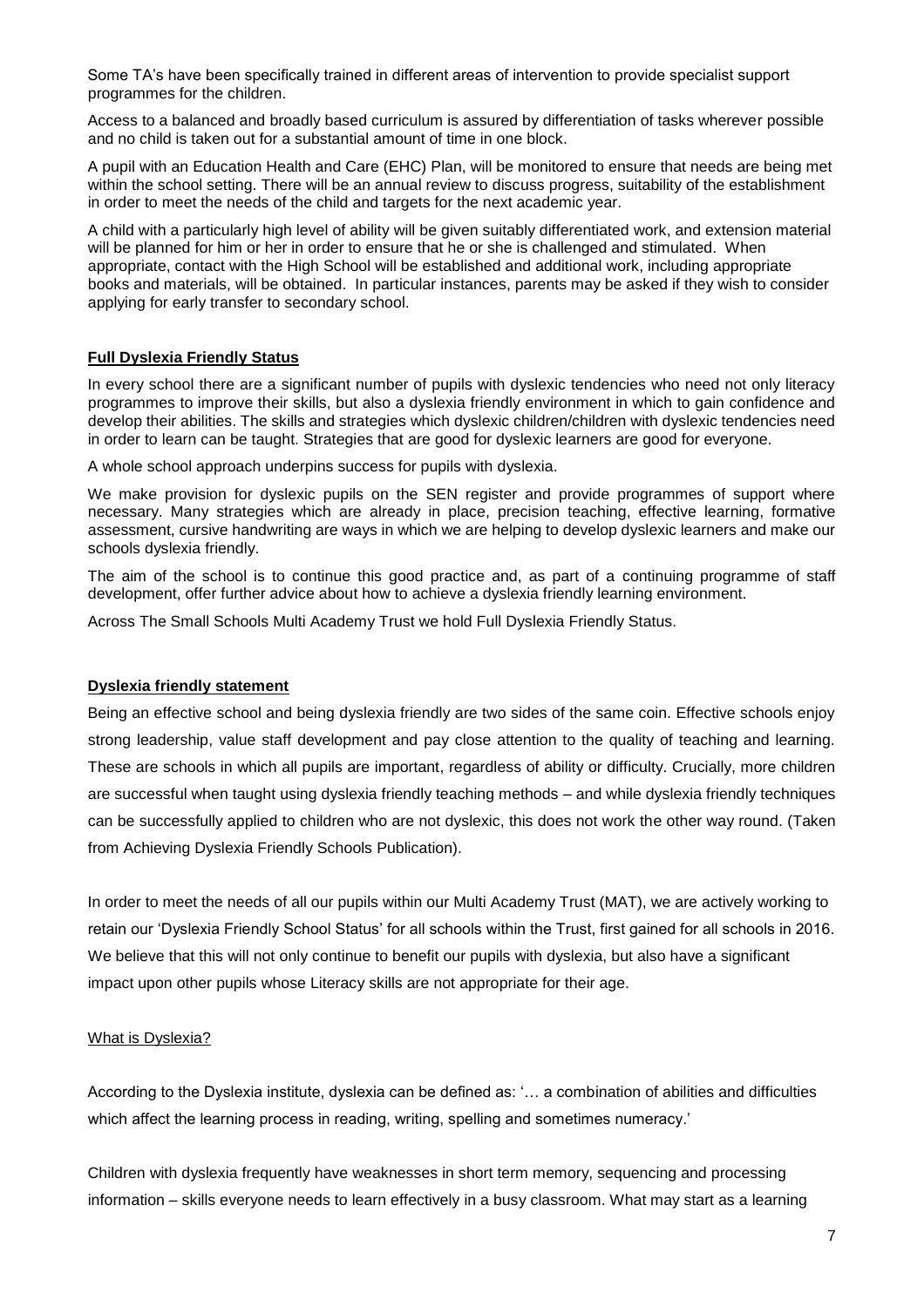Some TA's have been specifically trained in different areas of intervention to provide specialist support programmes for the children.

Access to a balanced and broadly based curriculum is assured by differentiation of tasks wherever possible and no child is taken out for a substantial amount of time in one block.

A pupil with an Education Health and Care (EHC) Plan, will be monitored to ensure that needs are being met within the school setting. There will be an annual review to discuss progress, suitability of the establishment in order to meet the needs of the child and targets for the next academic year.

A child with a particularly high level of ability will be given suitably differentiated work, and extension material will be planned for him or her in order to ensure that he or she is challenged and stimulated. When appropriate, contact with the High School will be established and additional work, including appropriate books and materials, will be obtained. In particular instances, parents may be asked if they wish to consider applying for early transfer to secondary school.

## Full Dyslexia Friendly Status

In every school there are a significant number of pupils with dyslexic tendencies who need not only literacy programmes to improve their skills, but also a dyslexia friendly environment in which to gain confidence and develop their abilities. The skills and strategies which dyslexic children/children with dyslexic tendencies need in order to learn can be taught. Strategies that are good for dyslexic learners are good for everyone.

A whole school approach underpins success for pupils with dyslexia.

We make provision for dyslexic pupils on the SEN register and provide programmes of support where necessary. Many strategies which are already in place, precision teaching, effective learning, formative assessment, cursive handwriting are ways in which we are helping to develop dyslexic learners and make our schools dyslexia friendly.

The aim of the school is to continue this good practice and, as part of a continuing programme of staff development, offer further advice about how to achieve a dyslexia friendly learning environment.

Across The Small Schools Multi Academy Trust we hold Full Dyslexia Friendly Status.

## Dyslexia friendly statement

Being an effective school and being dyslexia friendly are two sides of the same coin. Effective schools enjoy strong leadership, value staff development and pay close attention to the quality of teaching and learning. These are schools in which all pupils are important, regardless of ability or difficulty. Crucially, more children are successful when taught using dyslexia friendly teaching methods – and while dyslexia friendly techniques can be successfully applied to children who are not dyslexic, this does not work the other way round. (Taken from Achieving Dyslexia Friendly Schools Publication).

In order to meet the needs of all our pupils within our Multi Academy Trust (MAT), we are actively working to retain our 'Dyslexia Friendly School Status' for all schools within the Trust, first gained for all schools in 2016. We believe that this will not only continue to benefit our pupils with dyslexia, but also have a significant impact upon other pupils whose Literacy skills are not appropriate for their age.

### What is Dyslexia?

According to the Dyslexia institute, dyslexia can be defined as: '… a combination of abilities and difficulties which affect the learning process in reading, writing, spelling and sometimes numeracy.'

Children with dyslexia frequently have weaknesses in short term memory, sequencing and processing information – skills everyone needs to learn effectively in a busy classroom. What may start as a learning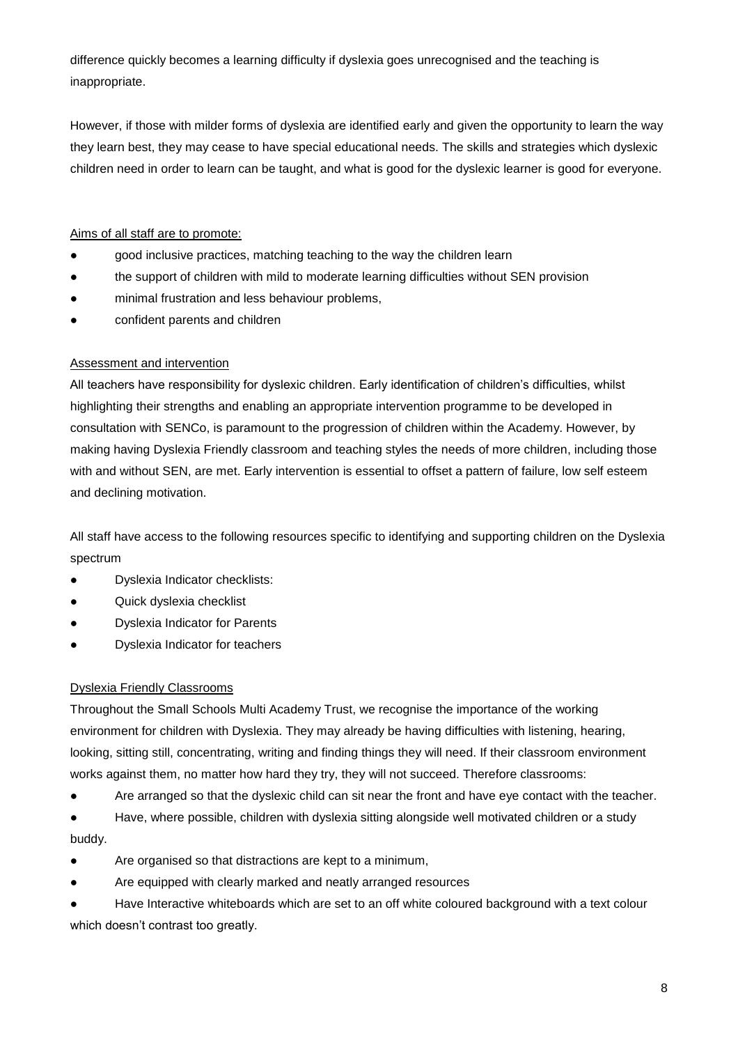difference quickly becomes a learning difficulty if dyslexia goes unrecognised and the teaching is inappropriate.

However, if those with milder forms of dyslexia are identified early and given the opportunity to learn the way they learn best, they may cease to have special educational needs. The skills and strategies which dyslexic children need in order to learn can be taught, and what is good for the dyslexic learner is good for everyone.

<u>Aims of all staff are to promote:</u>

- good inclusive practices, matching teaching to the way the children learn
- the support of children with mild to moderate learning difficulties without SEN provision
- minimal frustration and less behaviour problems,
- confident parents and children

<u>Assessment and intervention</u>

All teachers have responsibility for dyslexic children. Early identification of children's difficulties, whilst highlighting their strengths and enabling an appropriate intervention programme to be developed in consultation with SENCo, is paramount to the progression of children within the Academy. However, by making having Dyslexia Friendly classroom and teaching styles the needs of more children, including those with and without SEN, are met. Early intervention is essential to offset a pattern of failure, low self esteem and declining motivation.

All staff have access to the following resources specific to identifying and supporting children on the Dyslexia spectrum

- Dyslexia Indicator checklists:
- Quick dyslexia checklist
- Dyslexia Indicator for Parents
- Dyslexia Indicator for teachers

<u>Dyslexia Friendly Classrooms</u>

Throughout the Small Schools Multi Academy Trust, we recognise the importance of the working environment for children with Dyslexia. They may already be having difficulties with listening, hearing, looking, sitting still, concentrating, writing and finding things they will need. If their classroom environment works against them, no matter how hard they try, they will not succeed. Therefore classrooms:

- Are arranged so that the dyslexic child can sit near the front and have eye contact with the teacher.
- Have, where possible, children with dyslexia sitting alongside well motivated children or a study buddy.
- Are organised so that distractions are kept to a minimum,
- Are equipped with clearly marked and neatly arranged resources
- Have Interactive whiteboards which are set to an off white coloured background with a text colour which doesn't contrast too greatly.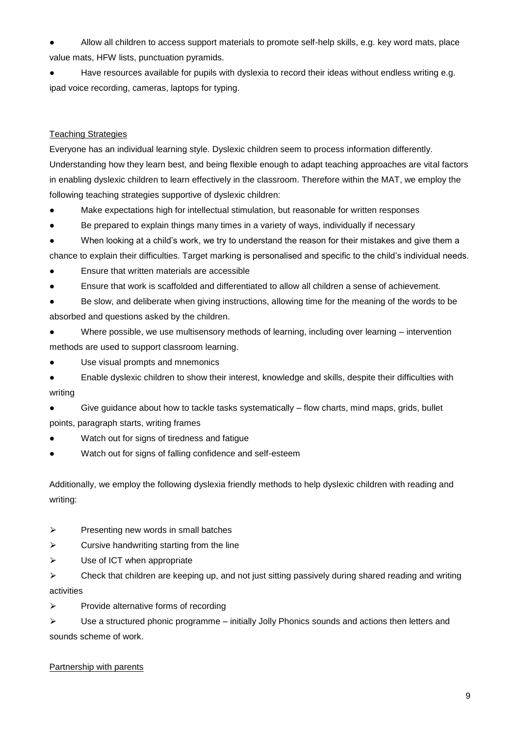- Allow all children to access support materials to promote self-help skills, e.g. key word mats, place value mats, HFW lists, punctuation pyramids.
- Have resources available for pupils with dyslexia to record their ideas without endless writing e.g. ipad voice recording, cameras, laptops for typing.

<u>Teaching Strategies</u>

Everyone has an individual learning style. Dyslexic children seem to process information differently. Understanding how they learn best, and being flexible enough to adapt teaching approaches are vital factors in enabling dyslexic children to learn effectively in the classroom. Therefore within the MAT, we employ the following teaching strategies supportive of dyslexic children:

- Make expectations high for intellectual stimulation, but reasonable for written responses
- Be prepared to explain things many times in a variety of ways, individually if necessary
- When looking at a child's work, we try to understand the reason for their mistakes and give them a chance to explain their difficulties. Target marking is personalised and specific to the child's individual needs.
- Ensure that written materials are accessible
- Ensure that work is scaffolded and differentiated to allow all children a sense of achievement.
- Be slow, and deliberate when giving instructions, allowing time for the meaning of the words to be absorbed and questions asked by the children.
- Where possible, we use multisensory methods of learning, including over learning – intervention methods are used to support classroom learning.
- Use visual prompts and mnemonics
- Enable dyslexic children to show their interest, knowledge and skills, despite their difficulties with writing
- Give guidance about how to tackle tasks systematically – flow charts, mind maps, grids, bullet points, paragraph starts, writing frames
- Watch out for signs of tiredness and fatigue
- Watch out for signs of falling confidence and self-esteem

Additionally, we employ the following dyslexia friendly methods to help dyslexic children with reading and writing:

- Presenting new words in small batches
- Cursive handwriting starting from the line
- Use of ICT when appropriate
- Check that children are keeping up, and not just sitting passively during shared reading and writing activities
- Provide alternative forms of recording
- Use a structured phonic programme – initially Jolly Phonics sounds and actions then letters and sounds scheme of work.

<u>Partnership with parents</u>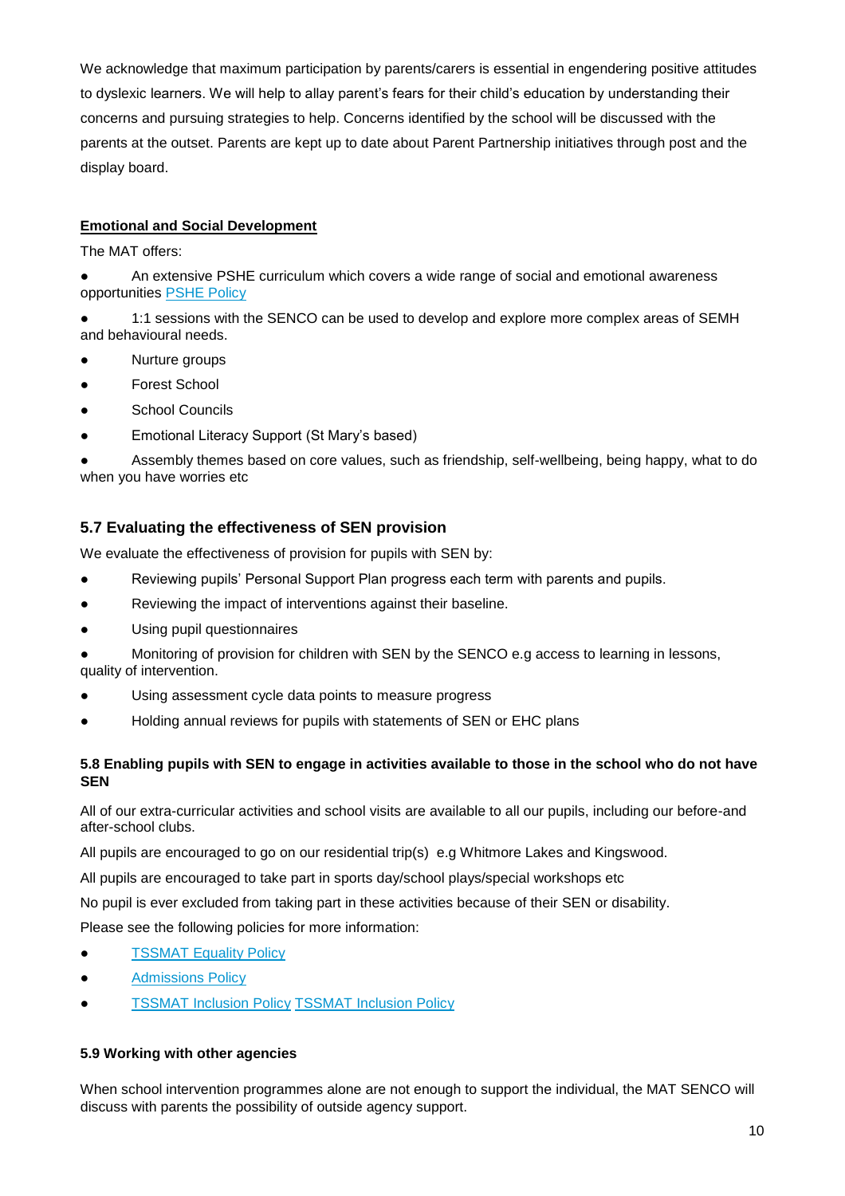We acknowledge that maximum participation by parents/carers is essential in engendering positive attitudes to dyslexic learners. We will help to allay parent's fears for their child's education by understanding their concerns and pursuing strategies to help. Concerns identified by the school will be discussed with the parents at the outset. Parents are kept up to date about Parent Partnership initiatives through post and the display board.

**Emotional and Social Development**

The MAT offers:

- An extensive PSHE curriculum which covers a wide range of social and emotional awareness opportunities PSHE Policy
- 1:1 sessions with the SENCO can be used to develop and explore more complex areas of SEMH and behavioural needs.
- Nurture groups
- Forest School
- School Councils
- Emotional Literacy Support (St Mary's based)
- Assembly themes based on core values, such as friendship, self-wellbeing, being happy, what to do when you have worries etc

### 5.7 Evaluating the effectiveness of SEN provision

We evaluate the effectiveness of provision for pupils with SEN by:

- Reviewing pupils' Personal Support Plan progress each term with parents and pupils.
- Reviewing the impact of interventions against their baseline.
- Using pupil questionnaires
- Monitoring of provision for children with SEN by the SENCO e.g access to learning in lessons, quality of intervention.
- Using assessment cycle data points to measure progress
- Holding annual reviews for pupils with statements of SEN or EHC plans

#### 5.8 Enabling pupils with SEN to engage in activities available to those in the school who do not have SEN

All of our extra-curricular activities and school visits are available to all our pupils, including our before-and after-school clubs.

All pupils are encouraged to go on our residential trip(s) e.g Whitmore Lakes and Kingswood.

All pupils are encouraged to take part in sports day/school plays/special workshops etc

No pupil is ever excluded from taking part in these activities because of their SEN or disability.

Please see the following policies for more information:

- TSSMAT Equality Policy
- Admissions Policy
- TSSMAT Inclusion Policy TSSMAT Inclusion Policy

#### 5.9 Working with other agencies

When school intervention programmes alone are not enough to support the individual, the MAT SENCO will discuss with parents the possibility of outside agency support.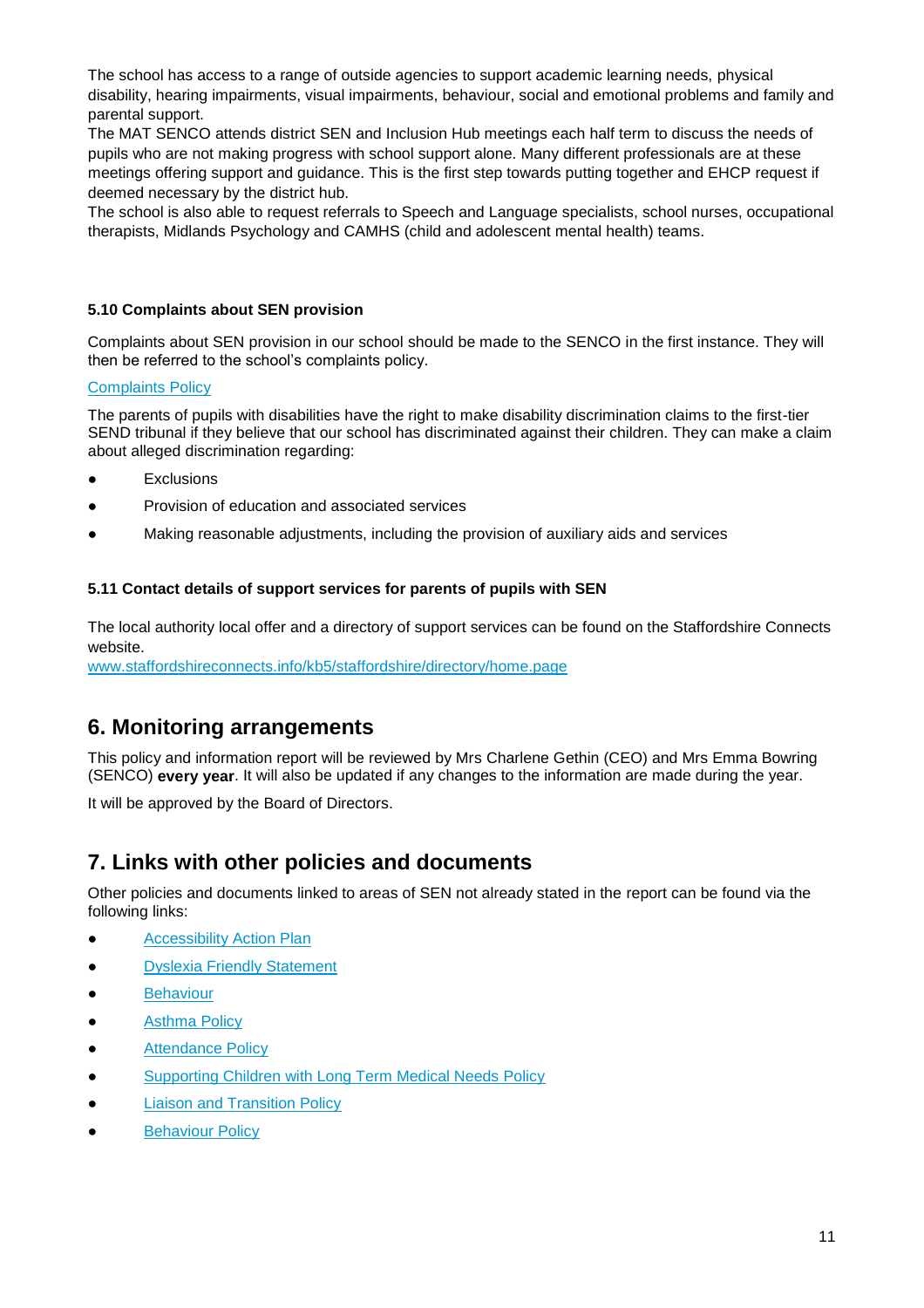The school has access to a range of outside agencies to support academic learning needs, physical disability, hearing impairments, visual impairments, behaviour, social and emotional problems and family and parental support.
The MAT SENCO attends district SEN and Inclusion Hub meetings each half term to discuss the needs of pupils who are not making progress with school support alone. Many different professionals are at these meetings offering support and guidance. This is the first step towards putting together and EHCP request if deemed necessary by the district hub.
The school is also able to request referrals to Speech and Language specialists, school nurses, occupational therapists, Midlands Psychology and CAMHS (child and adolescent mental health) teams.

#### 5.10 Complaints about SEN provision

Complaints about SEN provision in our school should be made to the SENCO in the first instance. They will then be referred to the school's complaints policy.

Complaints Policy

The parents of pupils with disabilities have the right to make disability discrimination claims to the first-tier SEND tribunal if they believe that our school has discriminated against their children. They can make a claim about alleged discrimination regarding:

- Exclusions
- Provision of education and associated services
- Making reasonable adjustments, including the provision of auxiliary aids and services

#### 5.11 Contact details of support services for parents of pupils with SEN

The local authority local offer and a directory of support services can be found on the Staffordshire Connects website.
www.staffordshireconnects.info/kb5/staffordshire/directory/home.page

## 6. Monitoring arrangements

This policy and information report will be reviewed by Mrs Charlene Gethin (CEO) and Mrs Emma Bowring (SENCO) **every year**. It will also be updated if any changes to the information are made during the year.

It will be approved by the Board of Directors.

## 7. Links with other policies and documents

Other policies and documents linked to areas of SEN not already stated in the report can be found via the following links:

- Accessibility Action Plan
- Dyslexia Friendly Statement
- Behaviour
- Asthma Policy
- Attendance Policy
- Supporting Children with Long Term Medical Needs Policy
- Liaison and Transition Policy
- Behaviour Policy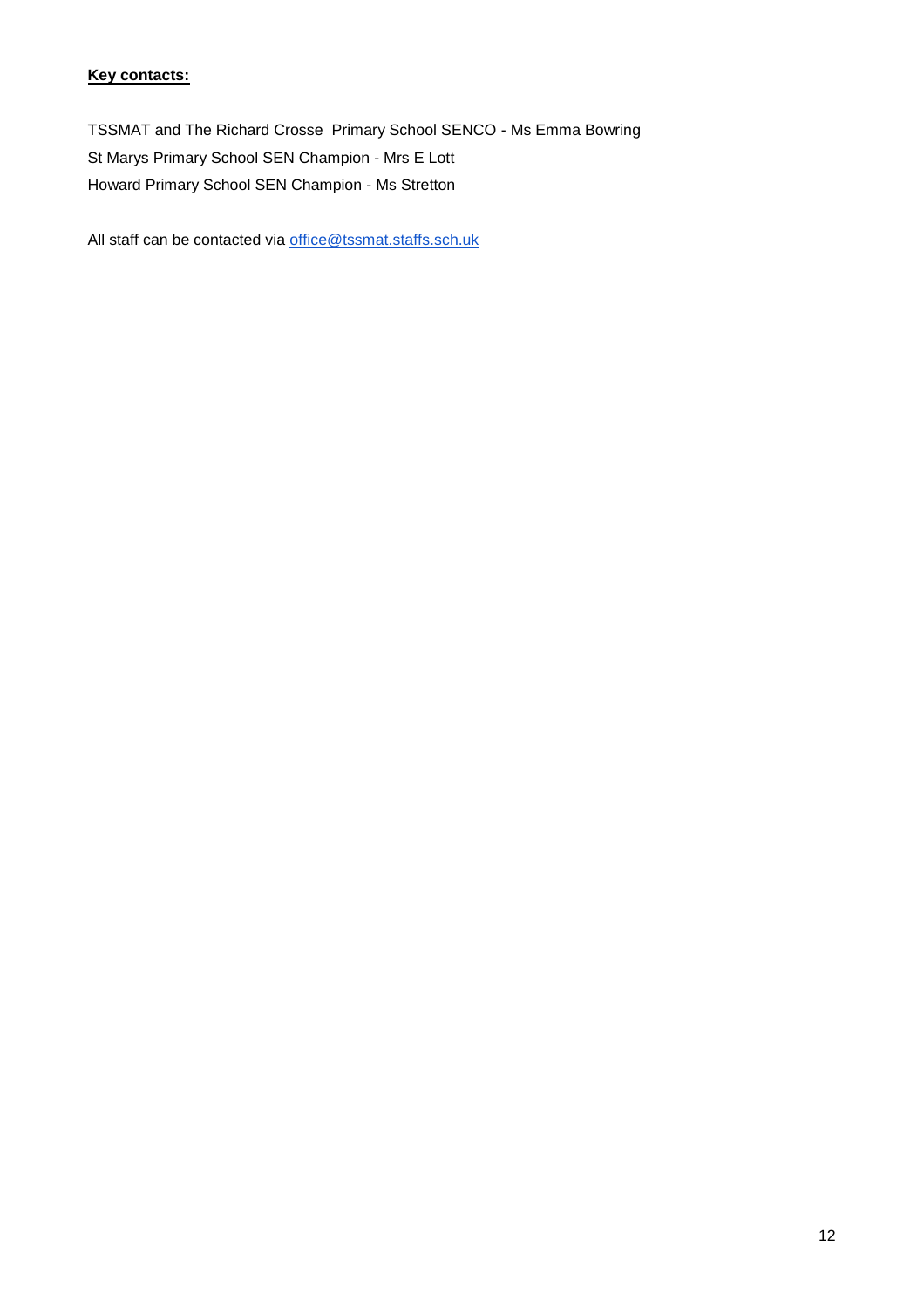**Key contacts:**

TSSMAT and The Richard Crosse Primary School SENCO - Ms Emma Bowring
St Marys Primary School SEN Champion - Mrs E Lott
Howard Primary School SEN Champion - Ms Stretton

All staff can be contacted via office@tssmat.staffs.sch.uk